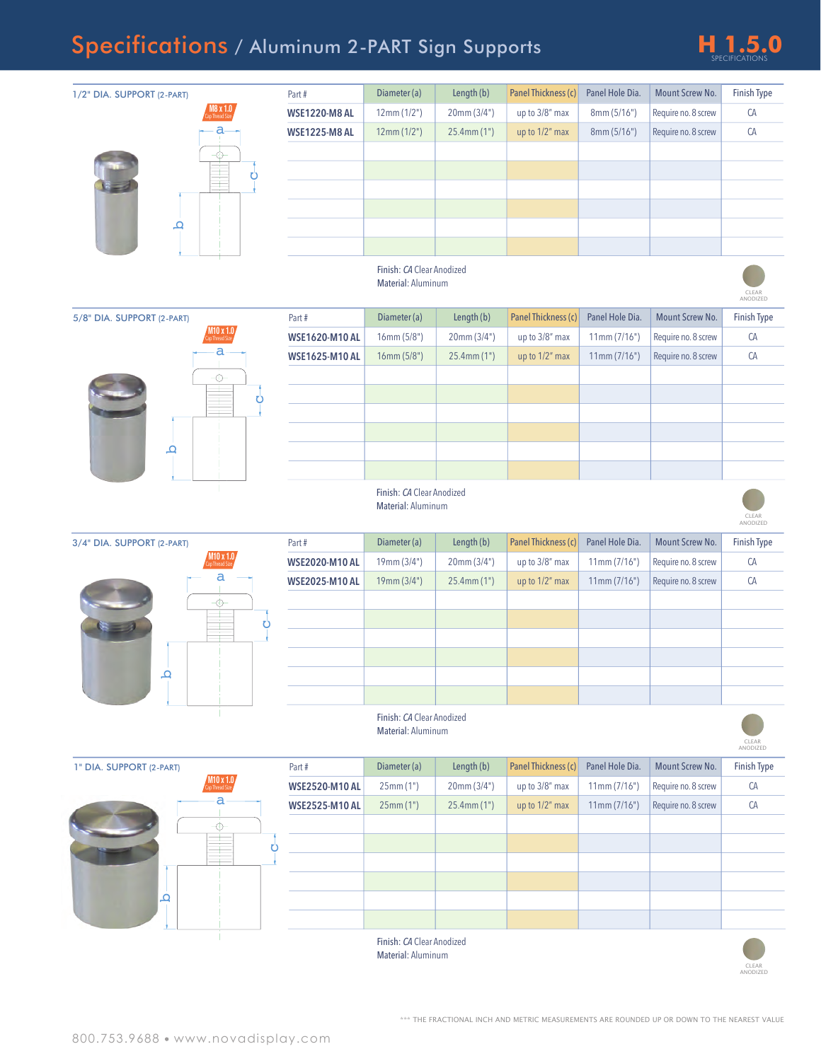# Specifications / Aluminum 2-PART Sign Supports

H 1.5.0 SPECIFICATIONS

## 1/2" DIA. SUPPORT (2-PART)

M8 x 1.0 Cap Thread Size

| Part # | Diameter (a) | Length (b) | Panel Thickness (c) | Panel Hole Dia. | Mount Screw No. | Finish Type |
|---|---|---|---|---|---|---|
| WSE1220-M8 AL | 12mm (1/2") | 20mm (3/4") | up to 3/8" max | 8mm (5/16") | Require no. 8 screw | CA |
| WSE1225-M8 AL | 12mm (1/2") | 25.4mm (1") | up to 1/2" max | 8mm (5/16") | Require no. 8 screw | CA |

Finish: *CA* Clear Anodized
Material: Aluminum

CLEAR ANODIZED

## 5/8" DIA. SUPPORT (2-PART)

M10 x 1.0 Cap Thread Size

| Part # | Diameter (a) | Length (b) | Panel Thickness (c) | Panel Hole Dia. | Mount Screw No. | Finish Type |
|---|---|---|---|---|---|---|
| WSE1620-M10 AL | 16mm (5/8") | 20mm (3/4") | up to 3/8" max | 11mm (7/16") | Require no. 8 screw | CA |
| WSE1625-M10 AL | 16mm (5/8") | 25.4mm (1") | up to 1/2" max | 11mm (7/16") | Require no. 8 screw | CA |

Finish: *CA* Clear Anodized
Material: Aluminum

CLEAR ANODIZED

## 3/4" DIA. SUPPORT (2-PART)

M10 x 1.0 Cap Thread Size

| Part # | Diameter (a) | Length (b) | Panel Thickness (c) | Panel Hole Dia. | Mount Screw No. | Finish Type |
|---|---|---|---|---|---|---|
| WSE2020-M10 AL | 19mm (3/4") | 20mm (3/4") | up to 3/8" max | 11mm (7/16") | Require no. 8 screw | CA |
| WSE2025-M10 AL | 19mm (3/4") | 25.4mm (1") | up to 1/2" max | 11mm (7/16") | Require no. 8 screw | CA |

Finish: *CA* Clear Anodized
Material: Aluminum

CLEAR ANODIZED

## 1" DIA. SUPPORT (2-PART)

M10 x 1.0 Cap Thread Size

| Part # | Diameter (a) | Length (b) | Panel Thickness (c) | Panel Hole Dia. | Mount Screw No. | Finish Type |
|---|---|---|---|---|---|---|
| WSE2520-M10 AL | 25mm (1") | 20mm (3/4") | up to 3/8" max | 11mm (7/16") | Require no. 8 screw | CA |
| WSE2525-M10 AL | 25mm (1") | 25.4mm (1") | up to 1/2" max | 11mm (7/16") | Require no. 8 screw | CA |

Finish: *CA* Clear Anodized
Material: Aluminum

CLEAR ANODIZED

*** THE FRACTIONAL INCH AND METRIC MEASUREMENTS ARE ROUNDED UP OR DOWN TO THE NEAREST VALUE

800.753.9688 • www.novadisplay.com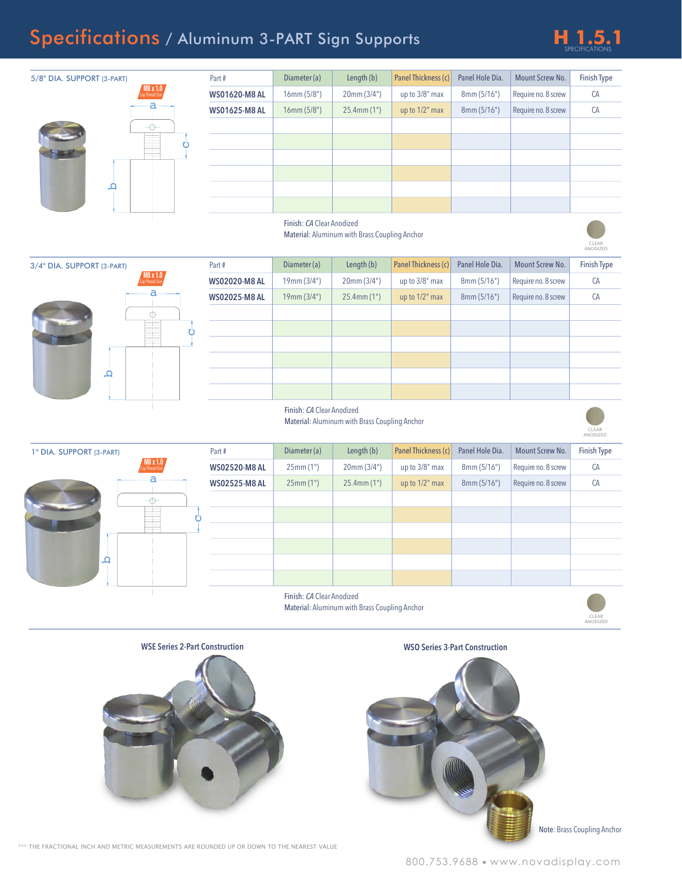# Specifications / Aluminum 3-PART Sign Supports

H 1.5.1
SPECIFICATIONS

## 5/8" DIA. SUPPORT (3-PART)

M8 x 1.0
Cap Thread Size

| Part # | Diameter (a) | Length (b) | Panel Thickness (c) | Panel Hole Dia. | Mount Screw No. | Finish Type |
|---|---|---|---|---|---|---|
| WS01620-M8 AL | 16mm (5/8") | 20mm (3/4") | up to 3/8" max | 8mm (5/16") | Require no. 8 screw | CA |
| WS01625-M8 AL | 16mm (5/8") | 25.4mm (1") | up to 1/2" max | 8mm (5/16") | Require no. 8 screw | CA |

Finish: *CA* Clear Anodized
Material: Aluminum with Brass Coupling Anchor

CLEAR ANODIZED

## 3/4" DIA. SUPPORT (3-PART)

M8 x 1.0
Cap Thread Size

| Part # | Diameter (a) | Length (b) | Panel Thickness (c) | Panel Hole Dia. | Mount Screw No. | Finish Type |
|---|---|---|---|---|---|---|
| WS02020-M8 AL | 19mm (3/4") | 20mm (3/4") | up to 3/8" max | 8mm (5/16") | Require no. 8 screw | CA |
| WS02025-M8 AL | 19mm (3/4") | 25.4mm (1") | up to 1/2" max | 8mm (5/16") | Require no. 8 screw | CA |

Finish: *CA* Clear Anodized
Material: Aluminum with Brass Coupling Anchor

CLEAR ANODIZED

## 1" DIA. SUPPORT (3-PART)

M8 x 1.0
Cap Thread Size

| Part # | Diameter (a) | Length (b) | Panel Thickness (c) | Panel Hole Dia. | Mount Screw No. | Finish Type |
|---|---|---|---|---|---|---|
| WS02520-M8 AL | 25mm (1") | 20mm (3/4") | up to 3/8" max | 8mm (5/16") | Require no. 8 screw | CA |
| WS02525-M8 AL | 25mm (1") | 25.4mm (1") | up to 1/2" max | 8mm (5/16") | Require no. 8 screw | CA |

Finish: *CA* Clear Anodized
Material: Aluminum with Brass Coupling Anchor

CLEAR ANODIZED

**WSE Series 2-Part Construction**

**WSO Series 3-Part Construction**

Note: Brass Coupling Anchor

*** THE FRACTIONAL INCH AND METRIC MEASUREMENTS ARE ROUNDED UP OR DOWN TO THE NEAREST VALUE

800.753.9688 • www.novadisplay.com